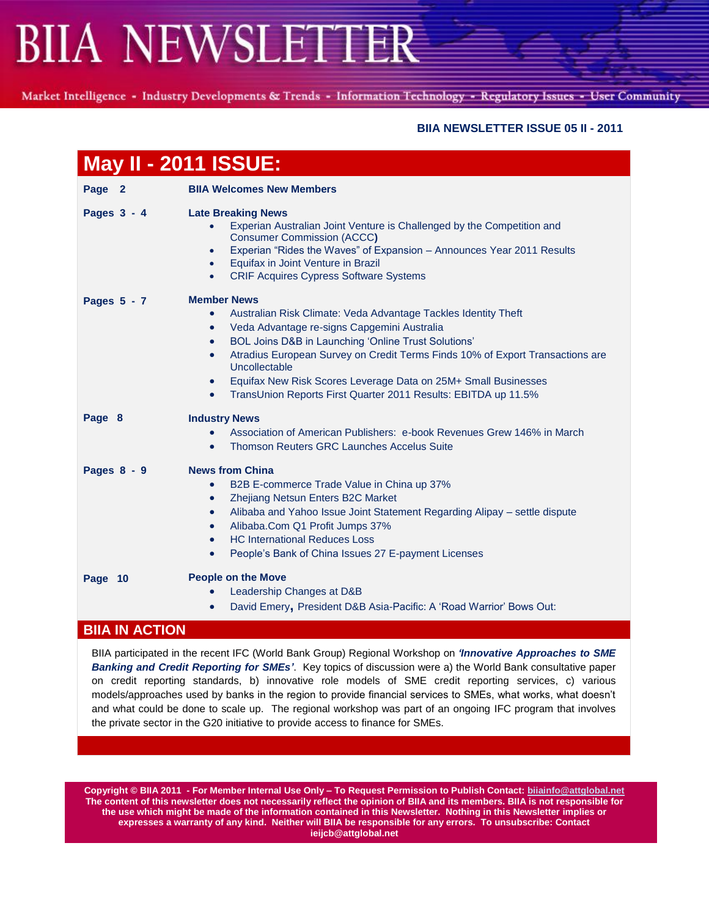# BIIA NEWSLETTER

Market Intelligence - Industry Developments & Trends - Information Technology - Regulatory Issues - User Community

**BIIA NEWSLETTER ISSUE 05 II - 2011**

## May II - 2011 ISSUE:

**Page 2** — **BIIA Welcomes New Members**

**Pages 3 - 4** — **Late Breaking News**
- Experian Australian Joint Venture is Challenged by the Competition and Consumer Commission (ACCC**)**
- Experian “Rides the Waves” of Expansion – Announces Year 2011 Results
- Equifax in Joint Venture in Brazil
- CRIF Acquires Cypress Software Systems

**Pages 5 - 7** — **Member News**
- Australian Risk Climate: Veda Advantage Tackles Identity Theft
- Veda Advantage re-signs Capgemini Australia
- BOL Joins D&B in Launching ‘Online Trust Solutions’
- Atradius European Survey on Credit Terms Finds 10% of Export Transactions are Uncollectable
- Equifax New Risk Scores Leverage Data on 25M+ Small Businesses
- TransUnion Reports First Quarter 2011 Results: EBITDA up 11.5%

**Page 8** — **Industry News**
- Association of American Publishers: e-book Revenues Grew 146% in March
- Thomson Reuters GRC Launches Accelus Suite

**Pages 8 - 9** — **News from China**
- B2B E-commerce Trade Value in China up 37%
- Zhejiang Netsun Enters B2C Market
- Alibaba and Yahoo Issue Joint Statement Regarding Alipay – settle dispute
- Alibaba.Com Q1 Profit Jumps 37%
- HC International Reduces Loss
- People’s Bank of China Issues 27 E-payment Licenses

**Page 10** — **People on the Move**
- Leadership Changes at D&B
- David Emery**,** President D&B Asia-Pacific: A ‘Road Warrior’ Bows Out:

## BIIA IN ACTION

BIIA participated in the recent IFC (World Bank Group) Regional Workshop on ***‘Innovative Approaches to SME Banking and Credit Reporting for SMEs’***. Key topics of discussion were a) the World Bank consultative paper on credit reporting standards, b) innovative role models of SME credit reporting services, c) various models/approaches used by banks in the region to provide financial services to SMEs, what works, what doesn’t and what could be done to scale up. The regional workshop was part of an ongoing IFC program that involves the private sector in the G20 initiative to provide access to finance for SMEs.

**Copyright © BIIA 2011 - For Member Internal Use Only – To Request Permission to Publish Contact: biiainfo@attglobal.net The content of this newsletter does not necessarily reflect the opinion of BIIA and its members. BIIA is not responsible for the use which might be made of the information contained in this Newsletter. Nothing in this Newsletter implies or expresses a warranty of any kind. Neither will BIIA be responsible for any errors. To unsubscribe: Contact ieijcb@attglobal.net**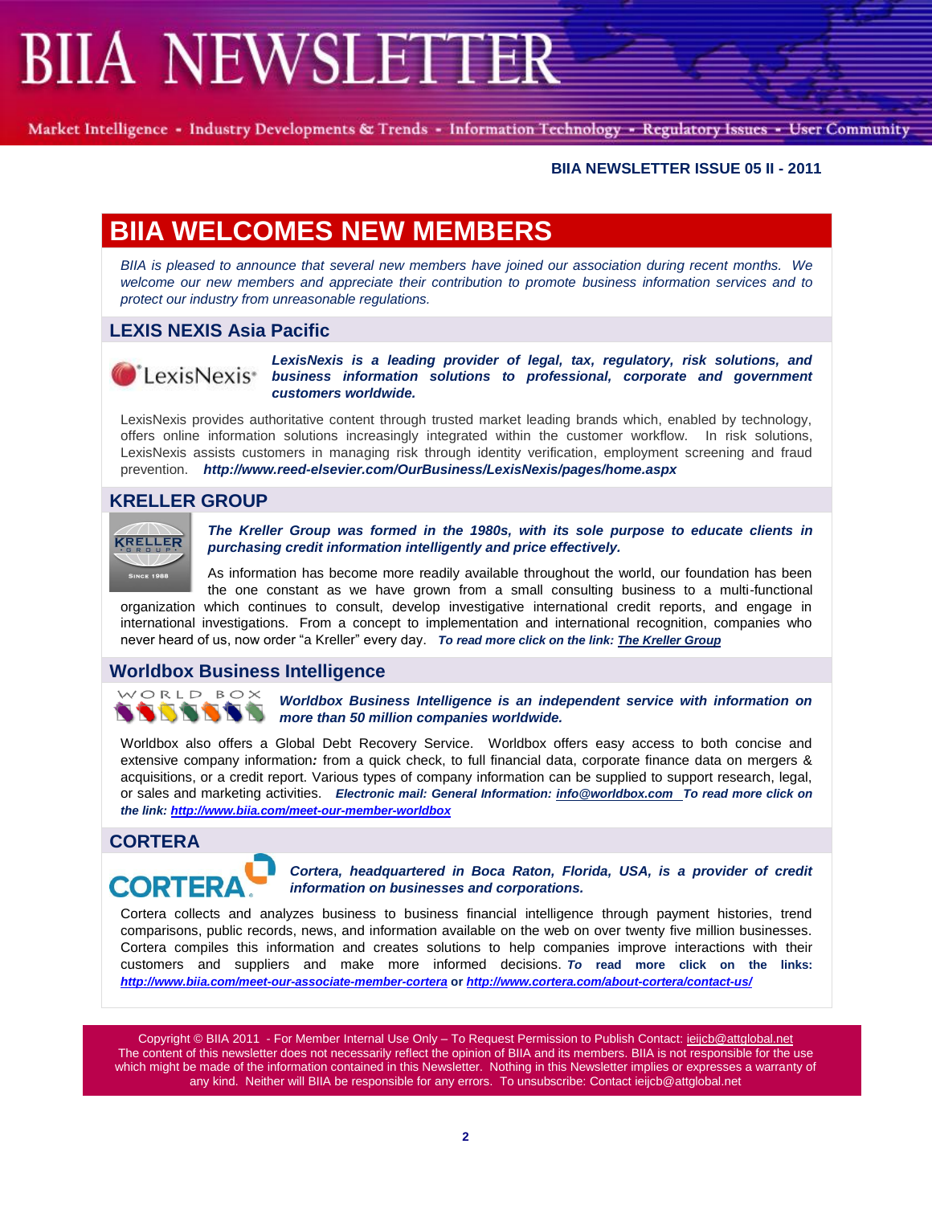BIIA NEWSLETTER ISSUE 05 II - 2011

# BIIA WELCOMES NEW MEMBERS

*BIIA is pleased to announce that several new members have joined our association during recent months. We welcome our new members and appreciate their contribution to promote business information services and to protect our industry from unreasonable regulations.*

## LEXIS NEXIS Asia Pacific

***LexisNexis is a leading provider of legal, tax, regulatory, risk solutions, and business information solutions to professional, corporate and government customers worldwide.***

LexisNexis provides authoritative content through trusted market leading brands which, enabled by technology, offers online information solutions increasingly integrated within the customer workflow. In risk solutions, LexisNexis assists customers in managing risk through identity verification, employment screening and fraud prevention. ***http://www.reed-elsevier.com/OurBusiness/LexisNexis/pages/home.aspx***

## KRELLER GROUP

***The Kreller Group was formed in the 1980s, with its sole purpose to educate clients in purchasing credit information intelligently and price effectively.***

As information has become more readily available throughout the world, our foundation has been the one constant as we have grown from a small consulting business to a multi-functional organization which continues to consult, develop investigative international credit reports, and engage in international investigations. From a concept to implementation and international recognition, companies who never heard of us, now order "a Kreller" every day. ***To read more click on the link: The Kreller Group***

## Worldbox Business Intelligence

***Worldbox Business Intelligence is an independent service with information on more than 50 million companies worldwide.***

Worldbox also offers a Global Debt Recovery Service. Worldbox offers easy access to both concise and extensive company information**:** from a quick check, to full financial data, corporate finance data on mergers & acquisitions, or a credit report. Various types of company information can be supplied to support research, legal, or sales and marketing activities. ***Electronic mail: General Information: info@worldbox.com To read more click on the link: http://www.biia.com/meet-our-member-worldbox***

## CORTERA

***Cortera, headquartered in Boca Raton, Florida, USA, is a provider of credit information on businesses and corporations.***

Cortera collects and analyzes business to business financial intelligence through payment histories, trend comparisons, public records, news, and information available on the web on over twenty five million businesses. Cortera compiles this information and creates solutions to help companies improve interactions with their customers and suppliers and make more informed decisions. ***To read more click on the links: http://www.biia.com/meet-our-associate-member-cortera*** **or** ***http://www.cortera.com/about-cortera/contact-us/***

Copyright © BIIA 2011 - For Member Internal Use Only – To Request Permission to Publish Contact: ieijcb@attglobal.net
The content of this newsletter does not necessarily reflect the opinion of BIIA and its members. BIIA is not responsible for the use which might be made of the information contained in this Newsletter. Nothing in this Newsletter implies or expresses a warranty of any kind. Neither will BIIA be responsible for any errors. To unsubscribe: Contact ieijcb@attglobal.net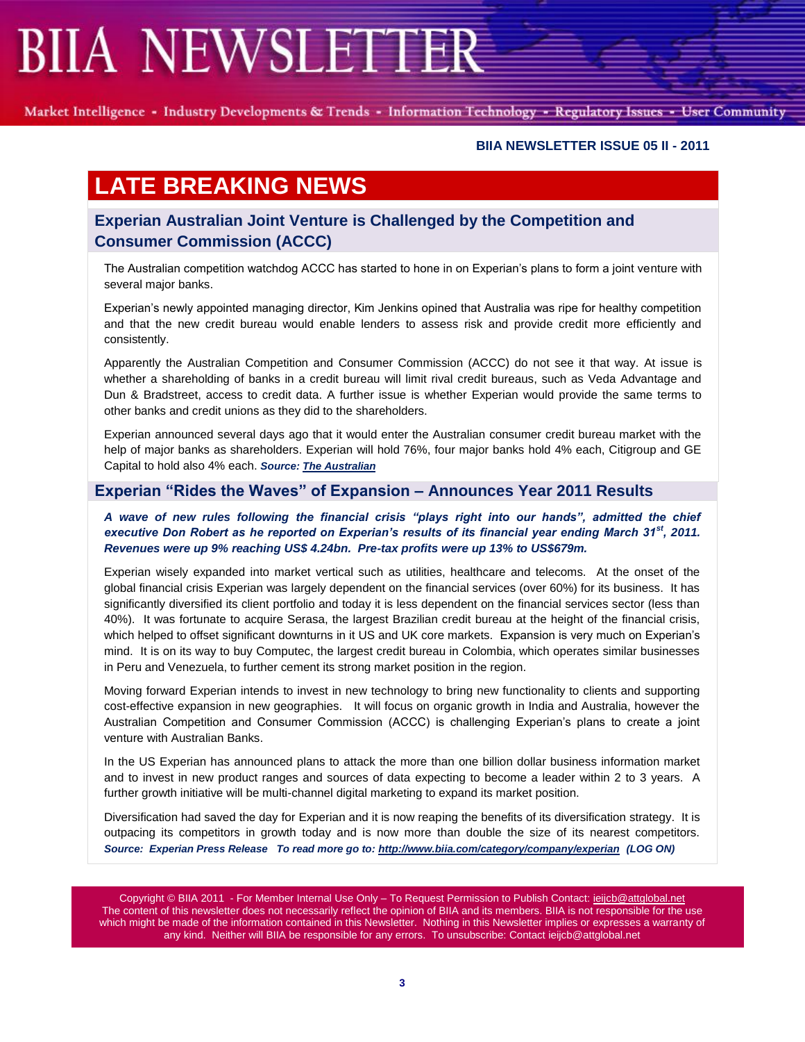BIIA NEWSLETTER ISSUE 05 II - 2011

# LATE BREAKING NEWS

## Experian Australian Joint Venture is Challenged by the Competition and Consumer Commission (ACCC)

The Australian competition watchdog ACCC has started to hone in on Experian's plans to form a joint venture with several major banks.

Experian's newly appointed managing director, Kim Jenkins opined that Australia was ripe for healthy competition and that the new credit bureau would enable lenders to assess risk and provide credit more efficiently and consistently.

Apparently the Australian Competition and Consumer Commission (ACCC) do not see it that way. At issue is whether a shareholding of banks in a credit bureau will limit rival credit bureaus, such as Veda Advantage and Dun & Bradstreet, access to credit data. A further issue is whether Experian would provide the same terms to other banks and credit unions as they did to the shareholders.

Experian announced several days ago that it would enter the Australian consumer credit bureau market with the help of major banks as shareholders. Experian will hold 76%, four major banks hold 4% each, Citigroup and GE Capital to hold also 4% each. ***Source: The Australian***

## Experian "Rides the Waves" of Expansion – Announces Year 2011 Results

***A wave of new rules following the financial crisis "plays right into our hands", admitted the chief executive Don Robert as he reported on Experian's results of its financial year ending March 31st, 2011. Revenues were up 9% reaching US$ 4.24bn. Pre-tax profits were up 13% to US$679m.***

Experian wisely expanded into market vertical such as utilities, healthcare and telecoms. At the onset of the global financial crisis Experian was largely dependent on the financial services (over 60%) for its business. It has significantly diversified its client portfolio and today it is less dependent on the financial services sector (less than 40%). It was fortunate to acquire Serasa, the largest Brazilian credit bureau at the height of the financial crisis, which helped to offset significant downturns in it US and UK core markets. Expansion is very much on Experian's mind. It is on its way to buy Computec, the largest credit bureau in Colombia, which operates similar businesses in Peru and Venezuela, to further cement its strong market position in the region.

Moving forward Experian intends to invest in new technology to bring new functionality to clients and supporting cost-effective expansion in new geographies. It will focus on organic growth in India and Australia, however the Australian Competition and Consumer Commission (ACCC) is challenging Experian's plans to create a joint venture with Australian Banks.

In the US Experian has announced plans to attack the more than one billion dollar business information market and to invest in new product ranges and sources of data expecting to become a leader within 2 to 3 years. A further growth initiative will be multi-channel digital marketing to expand its market position.

Diversification had saved the day for Experian and it is now reaping the benefits of its diversification strategy. It is outpacing its competitors in growth today and is now more than double the size of its nearest competitors. ***Source: Experian Press Release To read more go to: http://www.biia.com/category/company/experian (LOG ON)***

Copyright © BIIA 2011 - For Member Internal Use Only – To Request Permission to Publish Contact: ieijcb@attglobal.net
The content of this newsletter does not necessarily reflect the opinion of BIIA and its members. BIIA is not responsible for the use which might be made of the information contained in this Newsletter. Nothing in this Newsletter implies or expresses a warranty of any kind. Neither will BIIA be responsible for any errors. To unsubscribe: Contact ieijcb@attglobal.net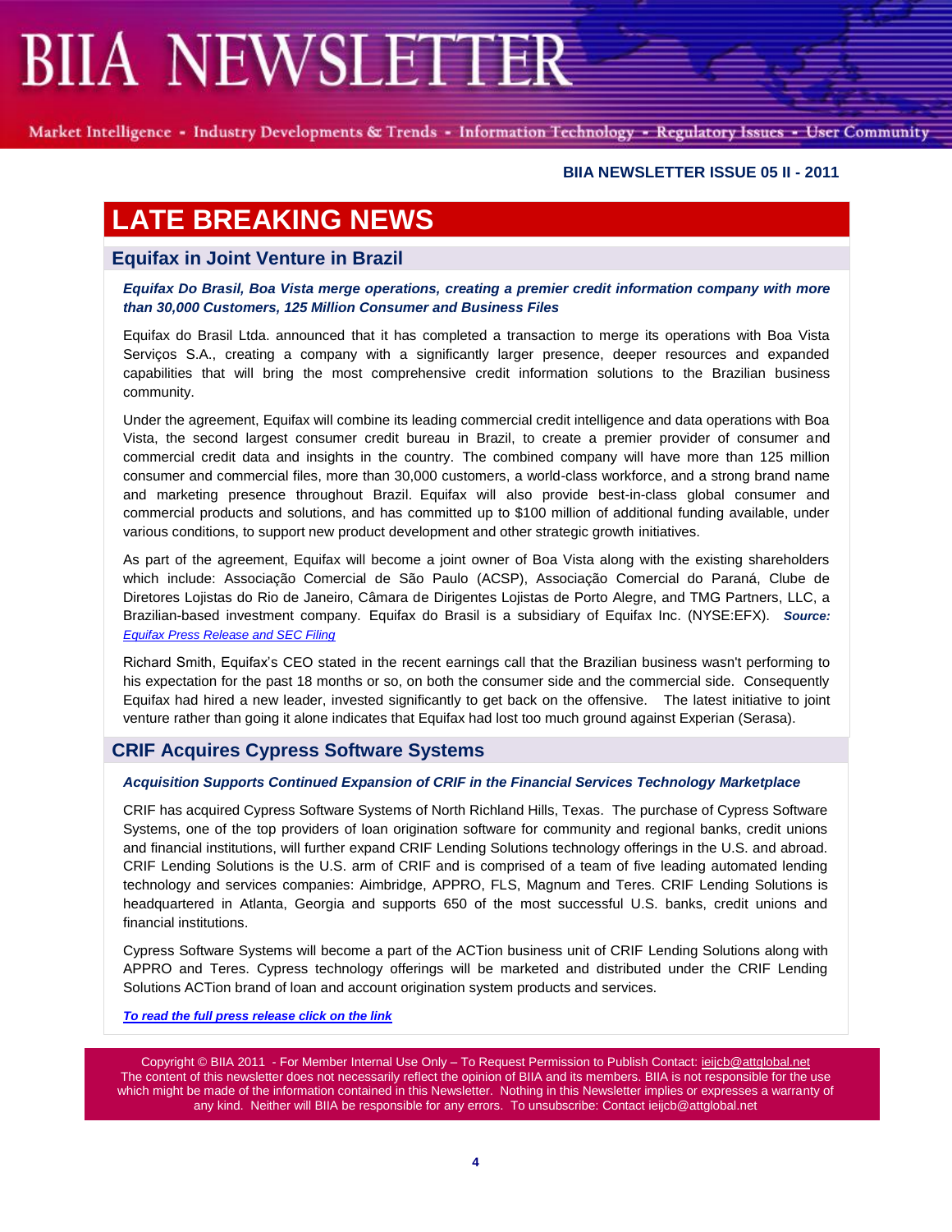# BIIA NEWSLETTER

Market Intelligence - Industry Developments & Trends - Information Technology - Regulatory Issues - User Community

**BIIA NEWSLETTER ISSUE 05 II - 2011**

## LATE BREAKING NEWS

### Equifax in Joint Venture in Brazil

***Equifax Do Brasil, Boa Vista merge operations, creating a premier credit information company with more than 30,000 Customers, 125 Million Consumer and Business Files***

Equifax do Brasil Ltda. announced that it has completed a transaction to merge its operations with Boa Vista Serviços S.A., creating a company with a significantly larger presence, deeper resources and expanded capabilities that will bring the most comprehensive credit information solutions to the Brazilian business community.

Under the agreement, Equifax will combine its leading commercial credit intelligence and data operations with Boa Vista, the second largest consumer credit bureau in Brazil, to create a premier provider of consumer and commercial credit data and insights in the country. The combined company will have more than 125 million consumer and commercial files, more than 30,000 customers, a world-class workforce, and a strong brand name and marketing presence throughout Brazil. Equifax will also provide best-in-class global consumer and commercial products and solutions, and has committed up to $100 million of additional funding available, under various conditions, to support new product development and other strategic growth initiatives.

As part of the agreement, Equifax will become a joint owner of Boa Vista along with the existing shareholders which include: Associação Comercial de São Paulo (ACSP), Associação Comercial do Paraná, Clube de Diretores Lojistas do Rio de Janeiro, Câmara de Dirigentes Lojistas de Porto Alegre, and TMG Partners, LLC, a Brazilian-based investment company. Equifax do Brasil is a subsidiary of Equifax Inc. (NYSE:EFX). ***Source:*** *Equifax Press Release and SEC Filing*

Richard Smith, Equifax's CEO stated in the recent earnings call that the Brazilian business wasn't performing to his expectation for the past 18 months or so, on both the consumer side and the commercial side. Consequently Equifax had hired a new leader, invested significantly to get back on the offensive. The latest initiative to joint venture rather than going it alone indicates that Equifax had lost too much ground against Experian (Serasa).

### CRIF Acquires Cypress Software Systems

***Acquisition Supports Continued Expansion of CRIF in the Financial Services Technology Marketplace***

CRIF has acquired Cypress Software Systems of North Richland Hills, Texas. The purchase of Cypress Software Systems, one of the top providers of loan origination software for community and regional banks, credit unions and financial institutions, will further expand CRIF Lending Solutions technology offerings in the U.S. and abroad. CRIF Lending Solutions is the U.S. arm of CRIF and is comprised of a team of five leading automated lending technology and services companies: Aimbridge, APPRO, FLS, Magnum and Teres. CRIF Lending Solutions is headquartered in Atlanta, Georgia and supports 650 of the most successful U.S. banks, credit unions and financial institutions.

Cypress Software Systems will become a part of the ACTion business unit of CRIF Lending Solutions along with APPRO and Teres. Cypress technology offerings will be marketed and distributed under the CRIF Lending Solutions ACTion brand of loan and account origination system products and services.

***To read the full press release click on the link***

Copyright © BIIA 2011 - For Member Internal Use Only – To Request Permission to Publish Contact: ieijcb@attglobal.net
The content of this newsletter does not necessarily reflect the opinion of BIIA and its members. BIIA is not responsible for the use which might be made of the information contained in this Newsletter. Nothing in this Newsletter implies or expresses a warranty of any kind. Neither will BIIA be responsible for any errors. To unsubscribe: Contact ieijcb@attglobal.net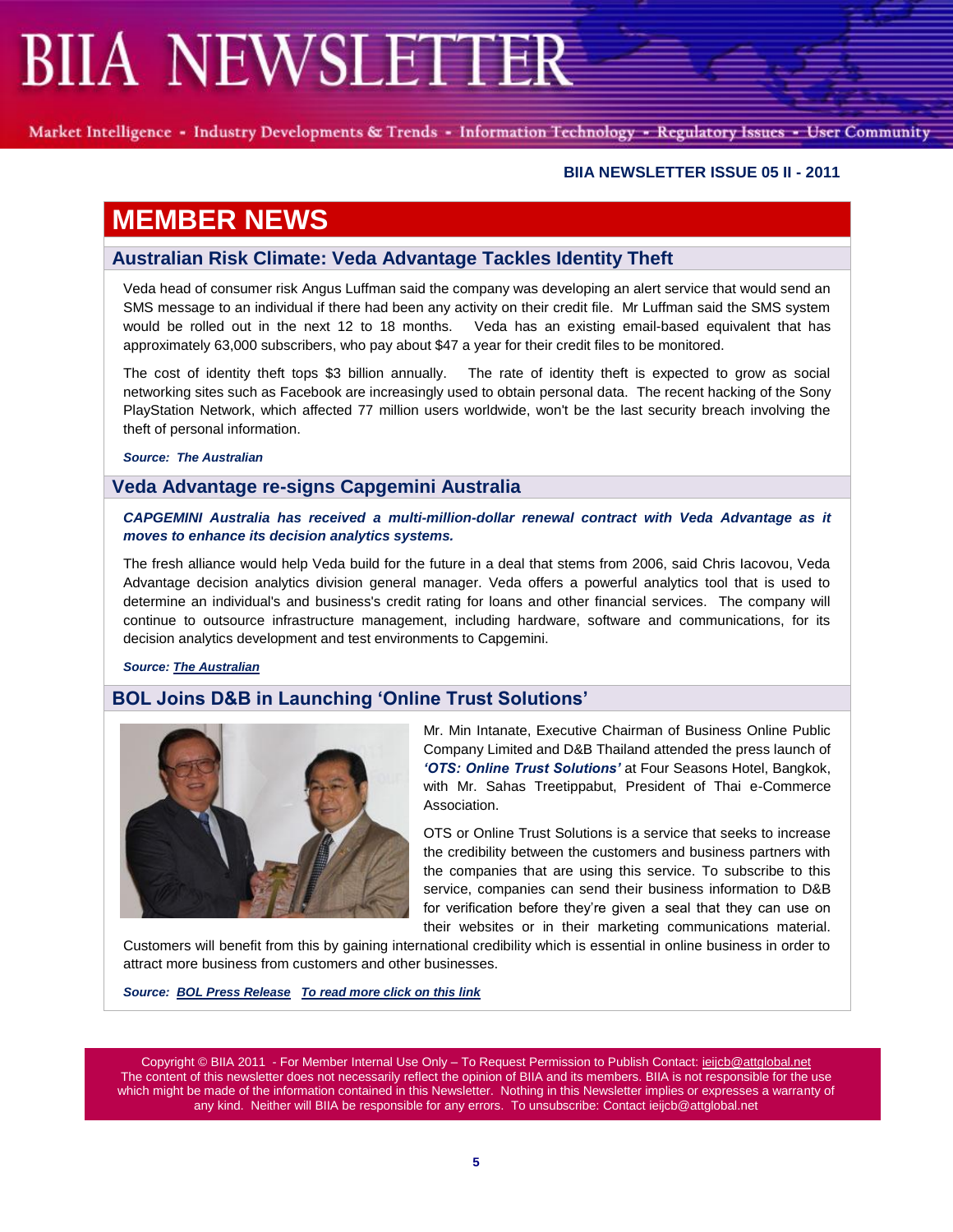# MEMBER NEWS

## Australian Risk Climate: Veda Advantage Tackles Identity Theft

Veda head of consumer risk Angus Luffman said the company was developing an alert service that would send an SMS message to an individual if there had been any activity on their credit file. Mr Luffman said the SMS system would be rolled out in the next 12 to 18 months. Veda has an existing email-based equivalent that has approximately 63,000 subscribers, who pay about $47 a year for their credit files to be monitored.

The cost of identity theft tops $3 billion annually. The rate of identity theft is expected to grow as social networking sites such as Facebook are increasingly used to obtain personal data. The recent hacking of the Sony PlayStation Network, which affected 77 million users worldwide, won't be the last security breach involving the theft of personal information.

***Source: The Australian***

## Veda Advantage re-signs Capgemini Australia

***CAPGEMINI Australia has received a multi-million-dollar renewal contract with Veda Advantage as it moves to enhance its decision analytics systems.***

The fresh alliance would help Veda build for the future in a deal that stems from 2006, said Chris Iacovou, Veda Advantage decision analytics division general manager. Veda offers a powerful analytics tool that is used to determine an individual's and business's credit rating for loans and other financial services. The company will continue to outsource infrastructure management, including hardware, software and communications, for its decision analytics development and test environments to Capgemini.

***Source: The Australian***

## BOL Joins D&B in Launching 'Online Trust Solutions'

Mr. Min Intanate, Executive Chairman of Business Online Public Company Limited and D&B Thailand attended the press launch of ***'OTS: Online Trust Solutions'*** at Four Seasons Hotel, Bangkok, with Mr. Sahas Treetippabut, President of Thai e-Commerce Association.

OTS or Online Trust Solutions is a service that seeks to increase the credibility between the customers and business partners with the companies that are using this service. To subscribe to this service, companies can send their business information to D&B for verification before they're given a seal that they can use on their websites or in their marketing communications material. Customers will benefit from this by gaining international credibility which is essential in online business in order to attract more business from customers and other businesses.

***Source: BOL Press Release To read more click on this link***

Copyright © BIIA 2011 - For Member Internal Use Only – To Request Permission to Publish Contact: ieijcb@attglobal.net
The content of this newsletter does not necessarily reflect the opinion of BIIA and its members. BIIA is not responsible for the use which might be made of the information contained in this Newsletter. Nothing in this Newsletter implies or expresses a warranty of any kind. Neither will BIIA be responsible for any errors. To unsubscribe: Contact ieijcb@attglobal.net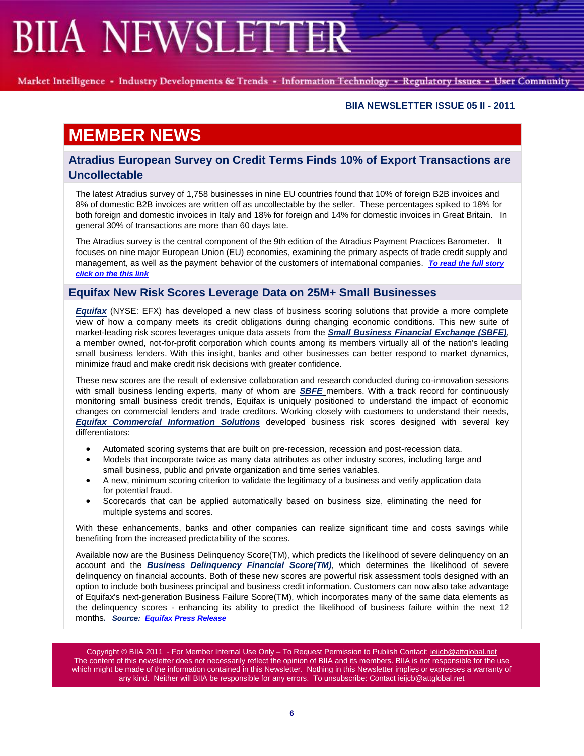# MEMBER NEWS

## Atradius European Survey on Credit Terms Finds 10% of Export Transactions are Uncollectable

The latest Atradius survey of 1,758 businesses in nine EU countries found that 10% of foreign B2B invoices and 8% of domestic B2B invoices are written off as uncollectable by the seller. These percentages spiked to 18% for both foreign and domestic invoices in Italy and 18% for foreign and 14% for domestic invoices in Great Britain. In general 30% of transactions are more than 60 days late.

The Atradius survey is the central component of the 9th edition of the Atradius Payment Practices Barometer. It focuses on nine major European Union (EU) economies, examining the primary aspects of trade credit supply and management, as well as the payment behavior of the customers of international companies. ***To read the full story click on the this link***

## Equifax New Risk Scores Leverage Data on 25M+ Small Businesses

***Equifax*** (NYSE: EFX) has developed a new class of business scoring solutions that provide a more complete view of how a company meets its credit obligations during changing economic conditions. This new suite of market-leading risk scores leverages unique data assets from the ***Small Business Financial Exchange (SBFE)***, a member owned, not-for-profit corporation which counts among its members virtually all of the nation's leading small business lenders. With this insight, banks and other businesses can better respond to market dynamics, minimize fraud and make credit risk decisions with greater confidence.

These new scores are the result of extensive collaboration and research conducted during co-innovation sessions with small business lending experts, many of whom are ***SBFE*** members. With a track record for continuously monitoring small business credit trends, Equifax is uniquely positioned to understand the impact of economic changes on commercial lenders and trade creditors. Working closely with customers to understand their needs, ***Equifax Commercial Information Solutions*** developed business risk scores designed with several key differentiators:

- Automated scoring systems that are built on pre-recession, recession and post-recession data.
- Models that incorporate twice as many data attributes as other industry scores, including large and small business, public and private organization and time series variables.
- A new, minimum scoring criterion to validate the legitimacy of a business and verify application data for potential fraud.
- Scorecards that can be applied automatically based on business size, eliminating the need for multiple systems and scores.

With these enhancements, banks and other companies can realize significant time and costs savings while benefiting from the increased predictability of the scores.

Available now are the Business Delinquency Score(TM), which predicts the likelihood of severe delinquency on an account and the ***Business Delinquency Financial Score(TM)***, which determines the likelihood of severe delinquency on financial accounts. Both of these new scores are powerful risk assessment tools designed with an option to include both business principal and business credit information. Customers can now also take advantage of Equifax's next-generation Business Failure Score(TM), which incorporates many of the same data elements as the delinquency scores - enhancing its ability to predict the likelihood of business failure within the next 12 months. ***Source: Equifax Press Release***

Copyright © BIIA 2011 - For Member Internal Use Only – To Request Permission to Publish Contact: ieijcb@attglobal.net
The content of this newsletter does not necessarily reflect the opinion of BIIA and its members. BIIA is not responsible for the use which might be made of the information contained in this Newsletter. Nothing in this Newsletter implies or expresses a warranty of any kind. Neither will BIIA be responsible for any errors. To unsubscribe: Contact ieijcb@attglobal.net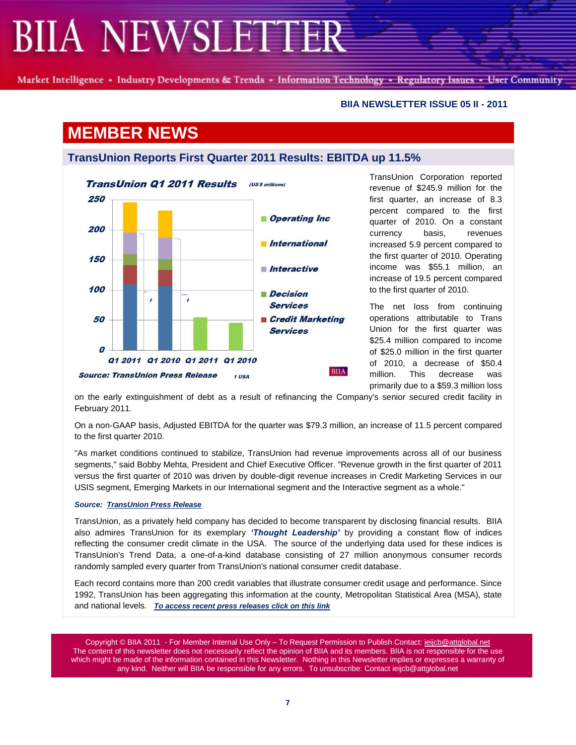BIIA NEWSLETTER ISSUE 05 II - 2011

# MEMBER NEWS

## TransUnion Reports First Quarter 2011 Results: EBITDA up 11.5%

TransUnion Corporation reported revenue of $245.9 million for the first quarter, an increase of 8.3 percent compared to the first quarter of 2010. On a constant currency basis, revenues increased 5.9 percent compared to the first quarter of 2010. Operating income was $55.1 million, an increase of 19.5 percent compared to the first quarter of 2010.

The net loss from continuing operations attributable to Trans Union for the first quarter was $25.4 million compared to income of $25.0 million in the first quarter of 2010, a decrease of $50.4 million. This decrease was primarily due to a $59.3 million loss on the early extinguishment of debt as a result of refinancing the Company's senior secured credit facility in February 2011.

On a non-GAAP basis, Adjusted EBITDA for the quarter was $79.3 million, an increase of 11.5 percent compared to the first quarter 2010.

"As market conditions continued to stabilize, TransUnion had revenue improvements across all of our business segments," said Bobby Mehta, President and Chief Executive Officer. "Revenue growth in the first quarter of 2011 versus the first quarter of 2010 was driven by double-digit revenue increases in Credit Marketing Services in our USIS segment, Emerging Markets in our International segment and the Interactive segment as a whole."

***Source: TransUnion Press Release***

TransUnion, as a privately held company has decided to become transparent by disclosing financial results. BIIA also admires TransUnion for its exemplary ***'Thought Leadership'*** by providing a constant flow of indices reflecting the consumer credit climate in the USA. The source of the underlying data used for these indices is TransUnion's Trend Data, a one-of-a-kind database consisting of 27 million anonymous consumer records randomly sampled every quarter from TransUnion's national consumer credit database.

Each record contains more than 200 credit variables that illustrate consumer credit usage and performance. Since 1992, TransUnion has been aggregating this information at the county, Metropolitan Statistical Area (MSA), state and national levels. ***To access recent press releases click on this link***

Copyright © BIIA 2011 - For Member Internal Use Only – To Request Permission to Publish Contact: ieijcb@attglobal.net
The content of this newsletter does not necessarily reflect the opinion of BIIA and its members. BIIA is not responsible for the use which might be made of the information contained in this Newsletter. Nothing in this Newsletter implies or expresses a warranty of any kind. Neither will BIIA be responsible for any errors. To unsubscribe: Contact ieijcb@attglobal.net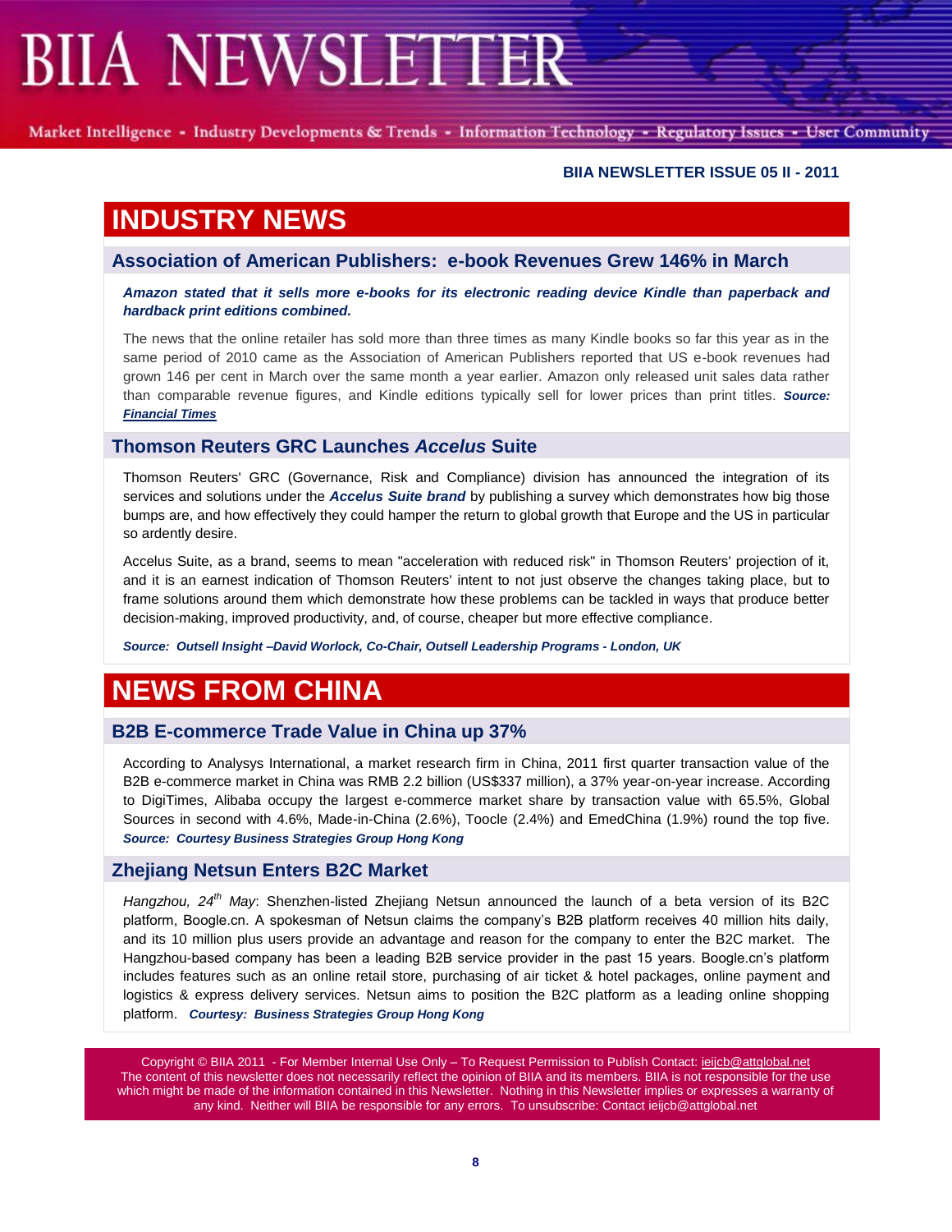# INDUSTRY NEWS

## Association of American Publishers: e-book Revenues Grew 146% in March

***Amazon stated that it sells more e-books for its electronic reading device Kindle than paperback and hardback print editions combined.***

The news that the online retailer has sold more than three times as many Kindle books so far this year as in the same period of 2010 came as the Association of American Publishers reported that US e-book revenues had grown 146 per cent in March over the same month a year earlier. Amazon only released unit sales data rather than comparable revenue figures, and Kindle editions typically sell for lower prices than print titles. ***Source: Financial Times***

## Thomson Reuters GRC Launches *Accelus* Suite

Thomson Reuters' GRC (Governance, Risk and Compliance) division has announced the integration of its services and solutions under the ***Accelus Suite brand*** by publishing a survey which demonstrates how big those bumps are, and how effectively they could hamper the return to global growth that Europe and the US in particular so ardently desire.

Accelus Suite, as a brand, seems to mean "acceleration with reduced risk" in Thomson Reuters' projection of it, and it is an earnest indication of Thomson Reuters' intent to not just observe the changes taking place, but to frame solutions around them which demonstrate how these problems can be tackled in ways that produce better decision-making, improved productivity, and, of course, cheaper but more effective compliance.

***Source: Outsell Insight –David Worlock, Co-Chair, Outsell Leadership Programs - London, UK***

# NEWS FROM CHINA

## B2B E-commerce Trade Value in China up 37%

According to Analysys International, a market research firm in China, 2011 first quarter transaction value of the B2B e-commerce market in China was RMB 2.2 billion (US$337 million), a 37% year-on-year increase. According to DigiTimes, Alibaba occupy the largest e-commerce market share by transaction value with 65.5%, Global Sources in second with 4.6%, Made-in-China (2.6%), Toocle (2.4%) and EmedChina (1.9%) round the top five. ***Source: Courtesy Business Strategies Group Hong Kong***

## Zhejiang Netsun Enters B2C Market

*Hangzhou, 24th May*: Shenzhen-listed Zhejiang Netsun announced the launch of a beta version of its B2C platform, Boogle.cn. A spokesman of Netsun claims the company's B2B platform receives 40 million hits daily, and its 10 million plus users provide an advantage and reason for the company to enter the B2C market. The Hangzhou-based company has been a leading B2B service provider in the past 15 years. Boogle.cn's platform includes features such as an online retail store, purchasing of air ticket & hotel packages, online payment and logistics & express delivery services. Netsun aims to position the B2C platform as a leading online shopping platform. ***Courtesy: Business Strategies Group Hong Kong***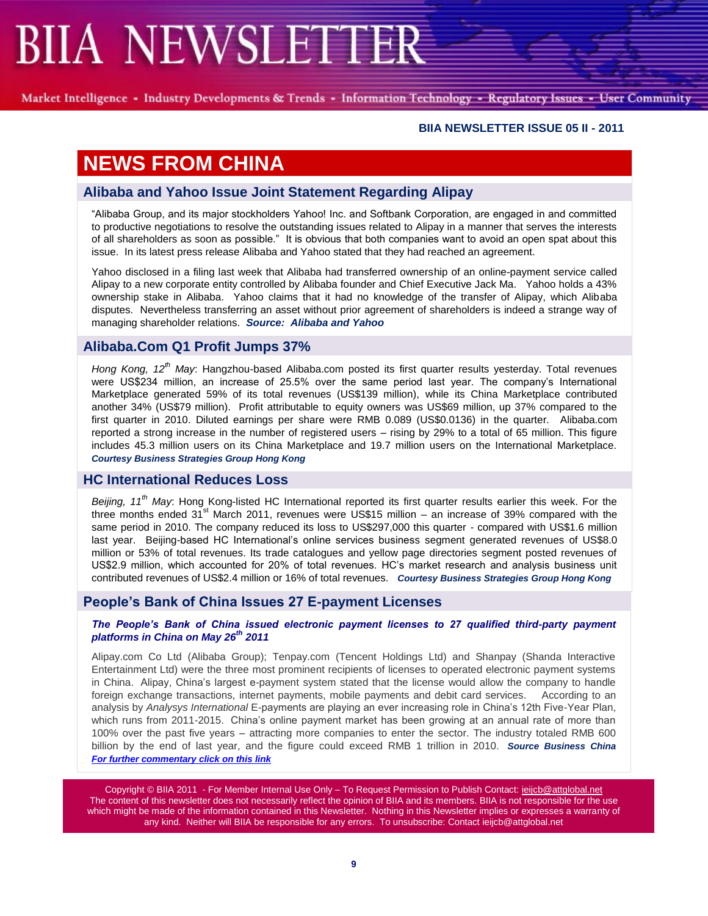# NEWS FROM CHINA

## Alibaba and Yahoo Issue Joint Statement Regarding Alipay

"Alibaba Group, and its major stockholders Yahoo! Inc. and Softbank Corporation, are engaged in and committed to productive negotiations to resolve the outstanding issues related to Alipay in a manner that serves the interests of all shareholders as soon as possible." It is obvious that both companies want to avoid an open spat about this issue. In its latest press release Alibaba and Yahoo stated that they had reached an agreement.

Yahoo disclosed in a filing last week that Alibaba had transferred ownership of an online-payment service called Alipay to a new corporate entity controlled by Alibaba founder and Chief Executive Jack Ma. Yahoo holds a 43% ownership stake in Alibaba. Yahoo claims that it had no knowledge of the transfer of Alipay, which Alibaba disputes. Nevertheless transferring an asset without prior agreement of shareholders is indeed a strange way of managing shareholder relations. ***Source: Alibaba and Yahoo***

## Alibaba.Com Q1 Profit Jumps 37%

*Hong Kong, 12th May*: Hangzhou-based Alibaba.com posted its first quarter results yesterday. Total revenues were US$234 million, an increase of 25.5% over the same period last year. The company's International Marketplace generated 59% of its total revenues (US$139 million), while its China Marketplace contributed another 34% (US$79 million). Profit attributable to equity owners was US$69 million, up 37% compared to the first quarter in 2010. Diluted earnings per share were RMB 0.089 (US$0.0136) in the quarter. Alibaba.com reported a strong increase in the number of registered users – rising by 29% to a total of 65 million. This figure includes 45.3 million users on its China Marketplace and 19.7 million users on the International Marketplace. ***Courtesy Business Strategies Group Hong Kong***

## HC International Reduces Loss

*Beijing, 11th May*: Hong Kong-listed HC International reported its first quarter results earlier this week. For the three months ended 31st March 2011, revenues were US$15 million – an increase of 39% compared with the same period in 2010. The company reduced its loss to US$297,000 this quarter - compared with US$1.6 million last year. Beijing-based HC International's online services business segment generated revenues of US$8.0 million or 53% of total revenues. Its trade catalogues and yellow page directories segment posted revenues of US$2.9 million, which accounted for 20% of total revenues. HC's market research and analysis business unit contributed revenues of US$2.4 million or 16% of total revenues. ***Courtesy Business Strategies Group Hong Kong***

## People's Bank of China Issues 27 E-payment Licenses

***The People's Bank of China issued electronic payment licenses to 27 qualified third-party payment platforms in China on May 26th 2011***

Alipay.com Co Ltd (Alibaba Group); Tenpay.com (Tencent Holdings Ltd) and Shanpay (Shanda Interactive Entertainment Ltd) were the three most prominent recipients of licenses to operated electronic payment systems in China. Alipay, China's largest e-payment system stated that the license would allow the company to handle foreign exchange transactions, internet payments, mobile payments and debit card services. According to an analysis by *Analysys International* E-payments are playing an ever increasing role in China's 12th Five-Year Plan, which runs from 2011-2015. China's online payment market has been growing at an annual rate of more than 100% over the past five years – attracting more companies to enter the sector. The industry totaled RMB 600 billion by the end of last year, and the figure could exceed RMB 1 trillion in 2010. ***Source Business China***
***For further commentary click on this link***

Copyright © BIIA 2011 - For Member Internal Use Only – To Request Permission to Publish Contact: ieijcb@attglobal.net
The content of this newsletter does not necessarily reflect the opinion of BIIA and its members. BIIA is not responsible for the use which might be made of the information contained in this Newsletter. Nothing in this Newsletter implies or expresses a warranty of any kind. Neither will BIIA be responsible for any errors. To unsubscribe: Contact ieijcb@attglobal.net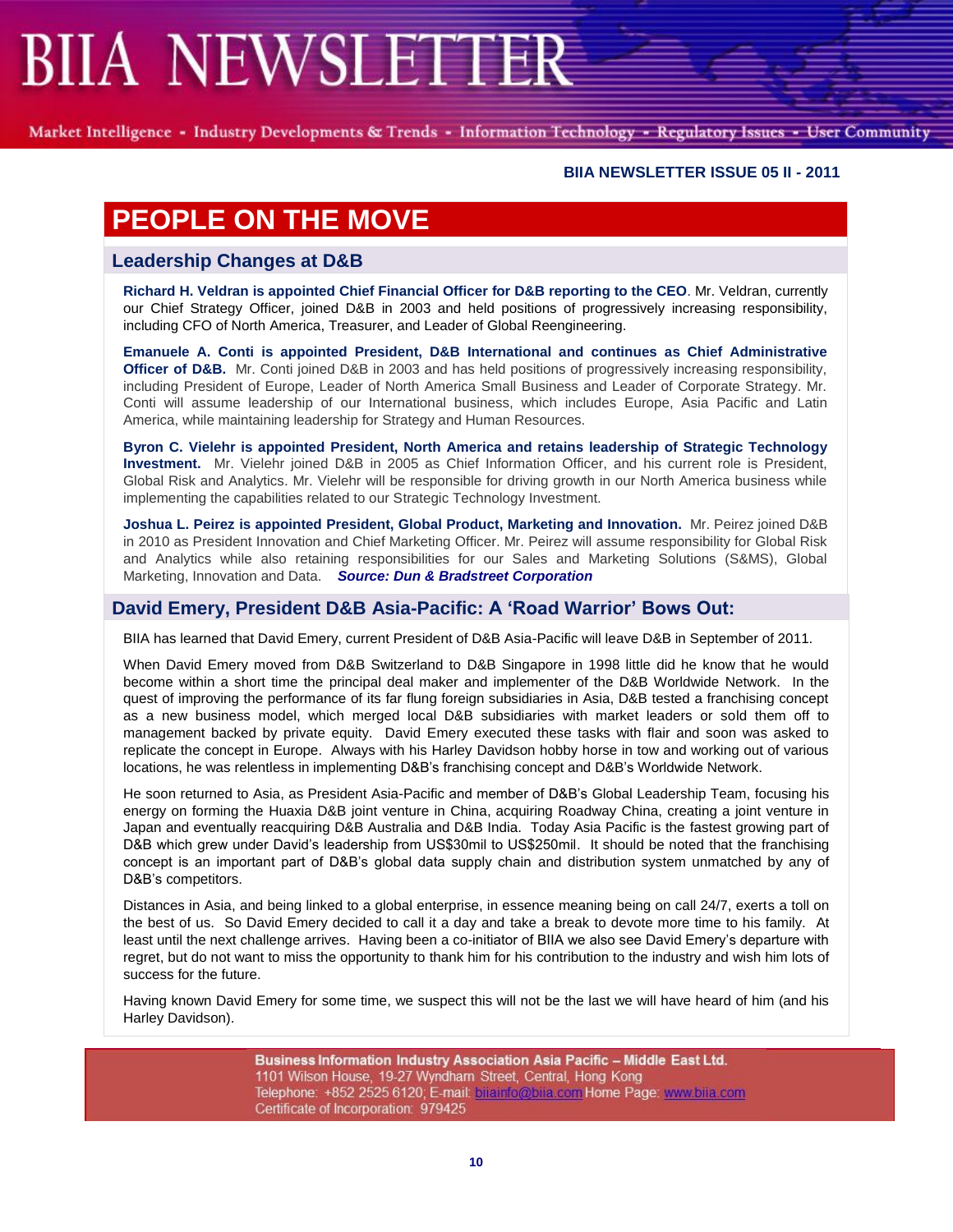# PEOPLE ON THE MOVE

## Leadership Changes at D&B

**Richard H. Veldran is appointed Chief Financial Officer for D&B reporting to the CEO**. Mr. Veldran, currently our Chief Strategy Officer, joined D&B in 2003 and held positions of progressively increasing responsibility, including CFO of North America, Treasurer, and Leader of Global Reengineering.

**Emanuele A. Conti is appointed President, D&B International and continues as Chief Administrative Officer of D&B.** Mr. Conti joined D&B in 2003 and has held positions of progressively increasing responsibility, including President of Europe, Leader of North America Small Business and Leader of Corporate Strategy. Mr. Conti will assume leadership of our International business, which includes Europe, Asia Pacific and Latin America, while maintaining leadership for Strategy and Human Resources.

**Byron C. Vielehr is appointed President, North America and retains leadership of Strategic Technology Investment.** Mr. Vielehr joined D&B in 2005 as Chief Information Officer, and his current role is President, Global Risk and Analytics. Mr. Vielehr will be responsible for driving growth in our North America business while implementing the capabilities related to our Strategic Technology Investment.

**Joshua L. Peirez is appointed President, Global Product, Marketing and Innovation.** Mr. Peirez joined D&B in 2010 as President Innovation and Chief Marketing Officer. Mr. Peirez will assume responsibility for Global Risk and Analytics while also retaining responsibilities for our Sales and Marketing Solutions (S&MS), Global Marketing, Innovation and Data. ***Source: Dun & Bradstreet Corporation***

## David Emery, President D&B Asia-Pacific: A 'Road Warrior' Bows Out:

BIIA has learned that David Emery, current President of D&B Asia-Pacific will leave D&B in September of 2011.

When David Emery moved from D&B Switzerland to D&B Singapore in 1998 little did he know that he would become within a short time the principal deal maker and implementer of the D&B Worldwide Network. In the quest of improving the performance of its far flung foreign subsidiaries in Asia, D&B tested a franchising concept as a new business model, which merged local D&B subsidiaries with market leaders or sold them off to management backed by private equity. David Emery executed these tasks with flair and soon was asked to replicate the concept in Europe. Always with his Harley Davidson hobby horse in tow and working out of various locations, he was relentless in implementing D&B's franchising concept and D&B's Worldwide Network.

He soon returned to Asia, as President Asia-Pacific and member of D&B's Global Leadership Team, focusing his energy on forming the Huaxia D&B joint venture in China, acquiring Roadway China, creating a joint venture in Japan and eventually reacquiring D&B Australia and D&B India. Today Asia Pacific is the fastest growing part of D&B which grew under David's leadership from US$30mil to US$250mil. It should be noted that the franchising concept is an important part of D&B's global data supply chain and distribution system unmatched by any of D&B's competitors.

Distances in Asia, and being linked to a global enterprise, in essence meaning being on call 24/7, exerts a toll on the best of us. So David Emery decided to call it a day and take a break to devote more time to his family. At least until the next challenge arrives. Having been a co-initiator of BIIA we also see David Emery's departure with regret, but do not want to miss the opportunity to thank him for his contribution to the industry and wish him lots of success for the future.

Having known David Emery for some time, we suspect this will not be the last we will have heard of him (and his Harley Davidson).